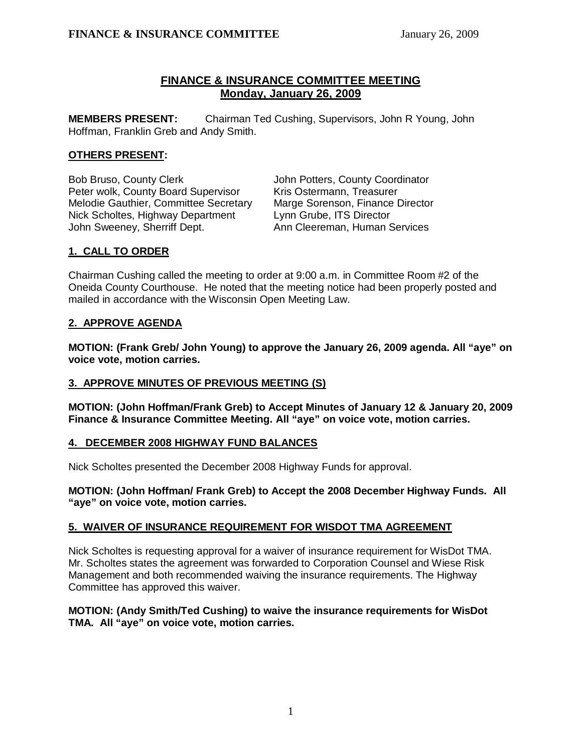# FINANCE & INSURANCE COMMITTEE MEETING
## Monday, January 26, 2009

**MEMBERS PRESENT:** Chairman Ted Cushing, Supervisors, John R Young, John Hoffman, Franklin Greb and Andy Smith.

**OTHERS PRESENT:**

| | |
|---|---|
| Bob Bruso, County Clerk | John Potters, County Coordinator |
| Peter wolk, County Board Supervisor | Kris Ostermann, Treasurer |
| Melodie Gauthier, Committee Secretary | Marge Sorenson, Finance Director |
| Nick Scholtes, Highway Department | Lynn Grube, ITS Director |
| John Sweeney, Sherriff Dept. | Ann Cleereman, Human Services |

### 1. CALL TO ORDER

Chairman Cushing called the meeting to order at 9:00 a.m. in Committee Room #2 of the Oneida County Courthouse. He noted that the meeting notice had been properly posted and mailed in accordance with the Wisconsin Open Meeting Law.

### 2. APPROVE AGENDA

**MOTION: (Frank Greb/ John Young) to approve the January 26, 2009 agenda. All "aye" on voice vote, motion carries.**

### 3. APPROVE MINUTES OF PREVIOUS MEETING (S)

**MOTION: (John Hoffman/Frank Greb) to Accept Minutes of January 12 & January 20, 2009 Finance & Insurance Committee Meeting. All "aye" on voice vote, motion carries.**

### 4. DECEMBER 2008 HIGHWAY FUND BALANCES

Nick Scholtes presented the December 2008 Highway Funds for approval.

**MOTION: (John Hoffman/ Frank Greb) to Accept the 2008 December Highway Funds. All "aye" on voice vote, motion carries.**

### 5. WAIVER OF INSURANCE REQUIREMENT FOR WISDOT TMA AGREEMENT

Nick Scholtes is requesting approval for a waiver of insurance requirement for WisDot TMA. Mr. Scholtes states the agreement was forwarded to Corporation Counsel and Wiese Risk Management and both recommended waiving the insurance requirements. The Highway Committee has approved this waiver.

**MOTION: (Andy Smith/Ted Cushing) to waive the insurance requirements for WisDot TMA. All "aye" on voice vote, motion carries.**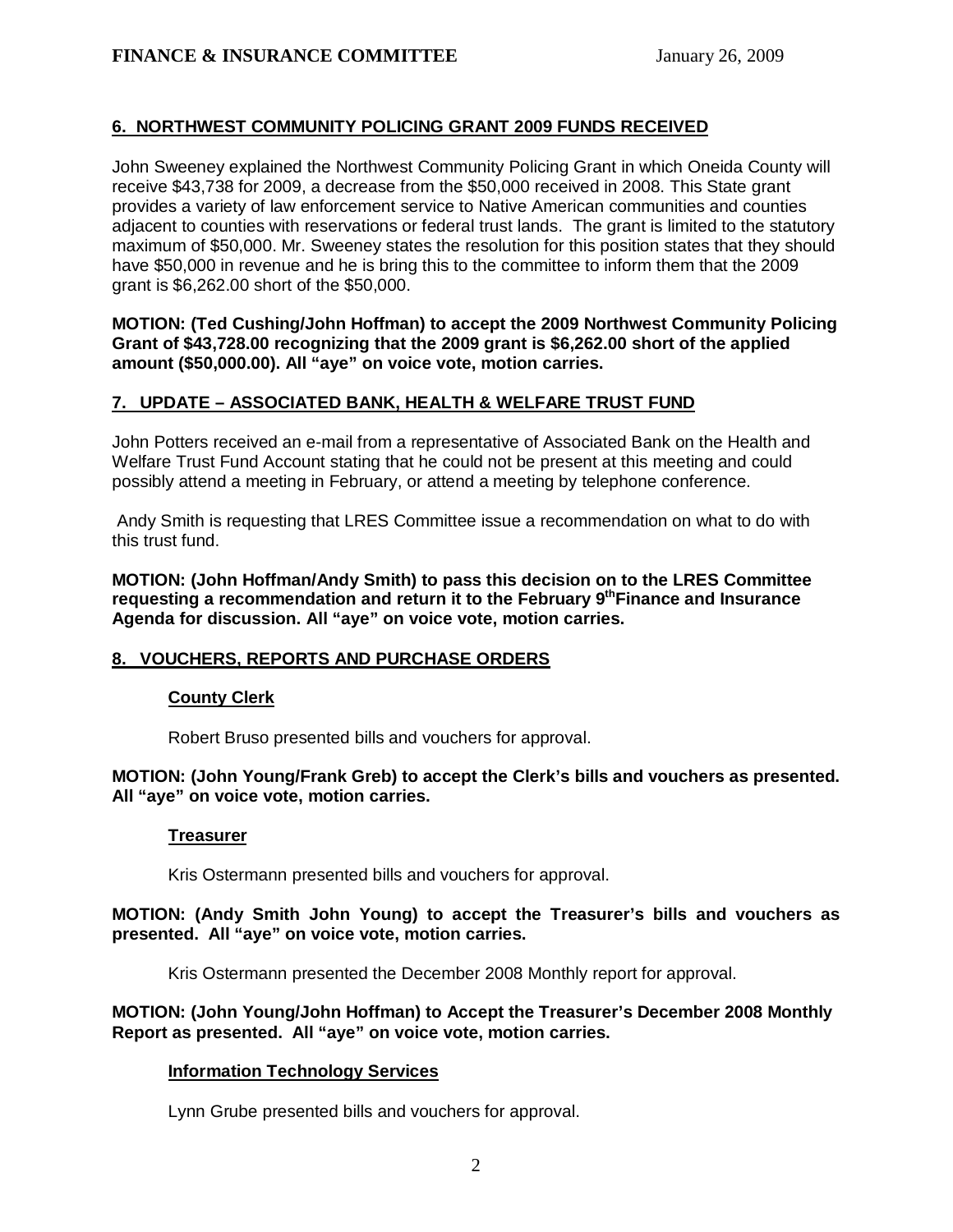## 6. NORTHWEST COMMUNITY POLICING GRANT 2009 FUNDS RECEIVED

John Sweeney explained the Northwest Community Policing Grant in which Oneida County will receive $43,738 for 2009, a decrease from the $50,000 received in 2008. This State grant provides a variety of law enforcement service to Native American communities and counties adjacent to counties with reservations or federal trust lands. The grant is limited to the statutory maximum of $50,000. Mr. Sweeney states the resolution for this position states that they should have $50,000 in revenue and he is bring this to the committee to inform them that the 2009 grant is $6,262.00 short of the $50,000.

**MOTION: (Ted Cushing/John Hoffman) to accept the 2009 Northwest Community Policing Grant of $43,728.00 recognizing that the 2009 grant is $6,262.00 short of the applied amount ($50,000.00). All "aye" on voice vote, motion carries.**

## 7. UPDATE – ASSOCIATED BANK, HEALTH & WELFARE TRUST FUND

John Potters received an e-mail from a representative of Associated Bank on the Health and Welfare Trust Fund Account stating that he could not be present at this meeting and could possibly attend a meeting in February, or attend a meeting by telephone conference.

Andy Smith is requesting that LRES Committee issue a recommendation on what to do with this trust fund.

**MOTION: (John Hoffman/Andy Smith) to pass this decision on to the LRES Committee requesting a recommendation and return it to the February 9th Finance and Insurance Agenda for discussion. All "aye" on voice vote, motion carries.**

## 8. VOUCHERS, REPORTS AND PURCHASE ORDERS

### County Clerk

Robert Bruso presented bills and vouchers for approval.

**MOTION: (John Young/Frank Greb) to accept the Clerk's bills and vouchers as presented. All "aye" on voice vote, motion carries.**

### Treasurer

Kris Ostermann presented bills and vouchers for approval.

**MOTION: (Andy Smith John Young) to accept the Treasurer's bills and vouchers as presented. All "aye" on voice vote, motion carries.**

Kris Ostermann presented the December 2008 Monthly report for approval.

**MOTION: (John Young/John Hoffman) to Accept the Treasurer's December 2008 Monthly Report as presented. All "aye" on voice vote, motion carries.**

### Information Technology Services

Lynn Grube presented bills and vouchers for approval.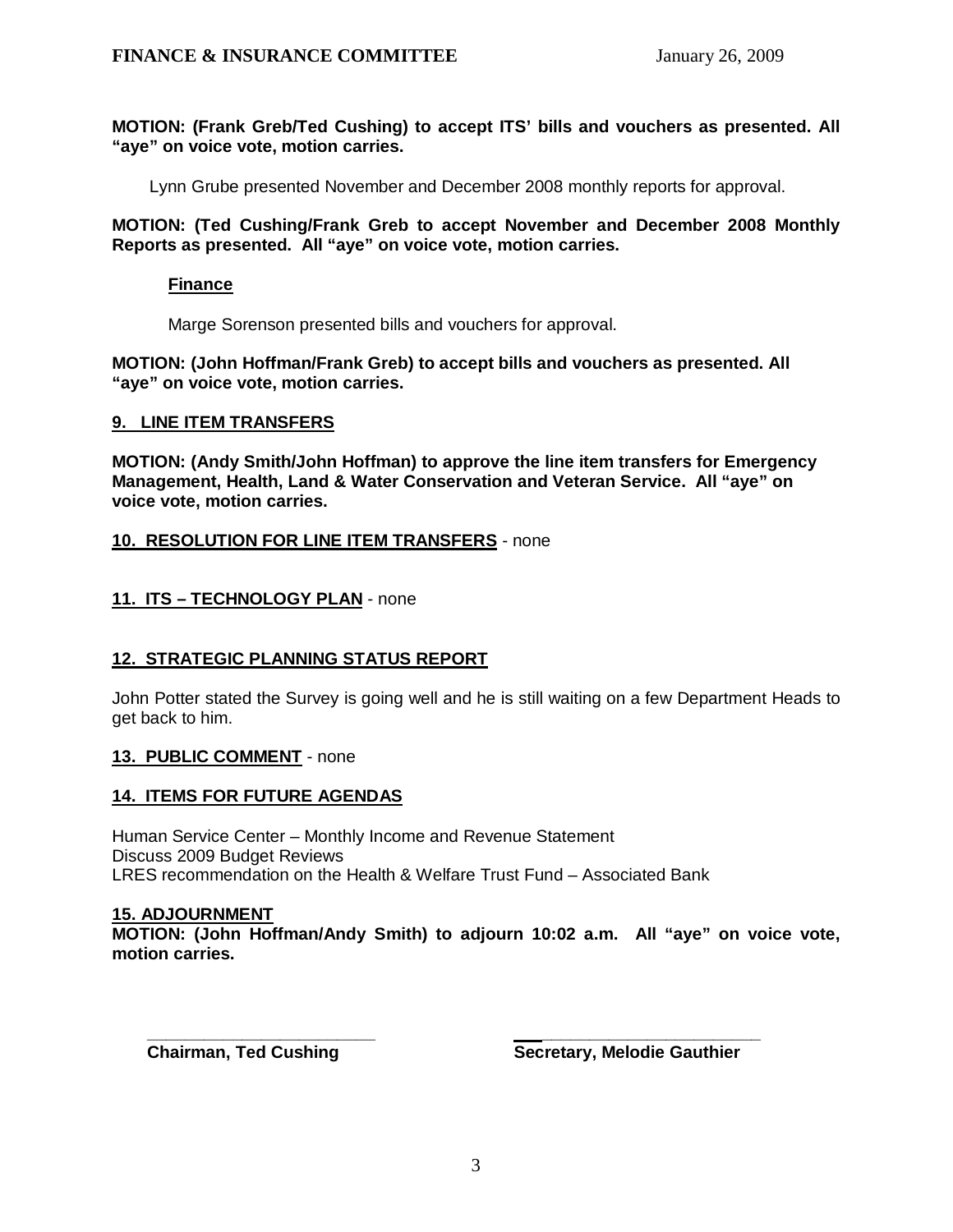**MOTION: (Frank Greb/Ted Cushing) to accept ITS' bills and vouchers as presented. All "aye" on voice vote, motion carries.**

Lynn Grube presented November and December 2008 monthly reports for approval.

**MOTION: (Ted Cushing/Frank Greb to accept November and December 2008 Monthly Reports as presented. All "aye" on voice vote, motion carries.**

**Finance**

Marge Sorenson presented bills and vouchers for approval.

**MOTION: (John Hoffman/Frank Greb) to accept bills and vouchers as presented. All "aye" on voice vote, motion carries.**

## 9. LINE ITEM TRANSFERS

**MOTION: (Andy Smith/John Hoffman) to approve the line item transfers for Emergency Management, Health, Land & Water Conservation and Veteran Service. All "aye" on voice vote, motion carries.**

## 10. RESOLUTION FOR LINE ITEM TRANSFERS - none

## 11. ITS – TECHNOLOGY PLAN - none

## 12. STRATEGIC PLANNING STATUS REPORT

John Potter stated the Survey is going well and he is still waiting on a few Department Heads to get back to him.

## 13. PUBLIC COMMENT - none

## 14. ITEMS FOR FUTURE AGENDAS

Human Service Center – Monthly Income and Revenue Statement
Discuss 2009 Budget Reviews
LRES recommendation on the Health & Welfare Trust Fund – Associated Bank

## 15. ADJOURNMENT

**MOTION: (John Hoffman/Andy Smith) to adjourn 10:02 a.m. All "aye" on voice vote, motion carries.**

\_\_\_\_\_\_\_\_\_\_\_\_\_\_\_\_\_\_\_\_\_\_\_\_\_\_\_\_
**Chairman, Ted Cushing**

\_\_\_\_\_\_\_\_\_\_\_\_\_\_\_\_\_\_\_\_\_\_\_\_\_\_\_\_
**Secretary, Melodie Gauthier**